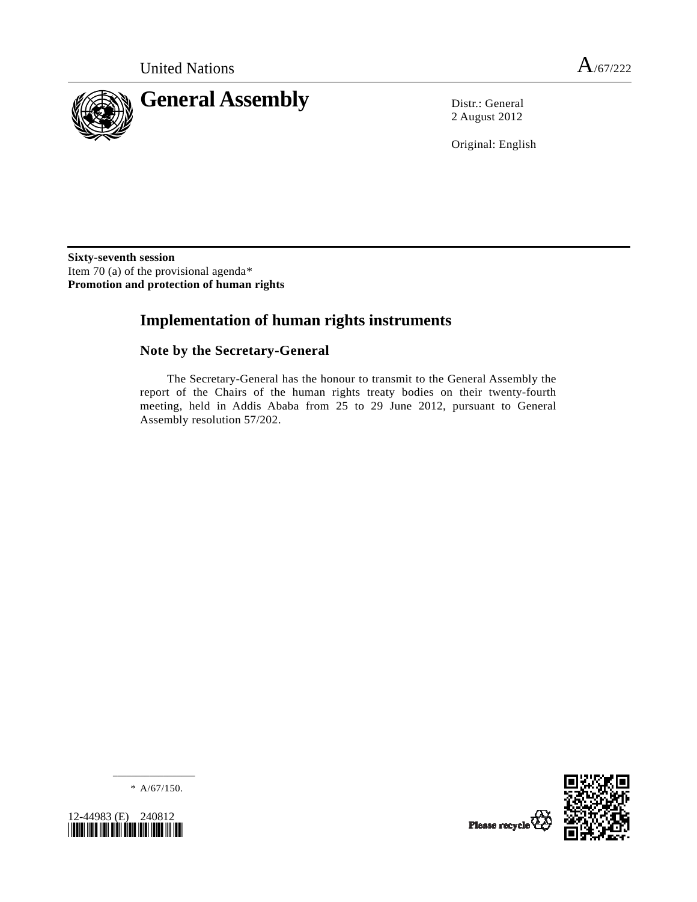United Nations A/67/222

# General Assembly

Distr.: General
2 August 2012

Original: English

**Sixty-seventh session**
Item 70 (a) of the provisional agenda*
**Promotion and protection of human rights**

## Implementation of human rights instruments

### Note by the Secretary-General

The Secretary-General has the honour to transmit to the General Assembly the report of the Chairs of the human rights treaty bodies on their twenty-fourth meeting, held in Addis Ababa from 25 to 29 June 2012, pursuant to General Assembly resolution 57/202.

\* A/67/150.

12-44983 (E) 240812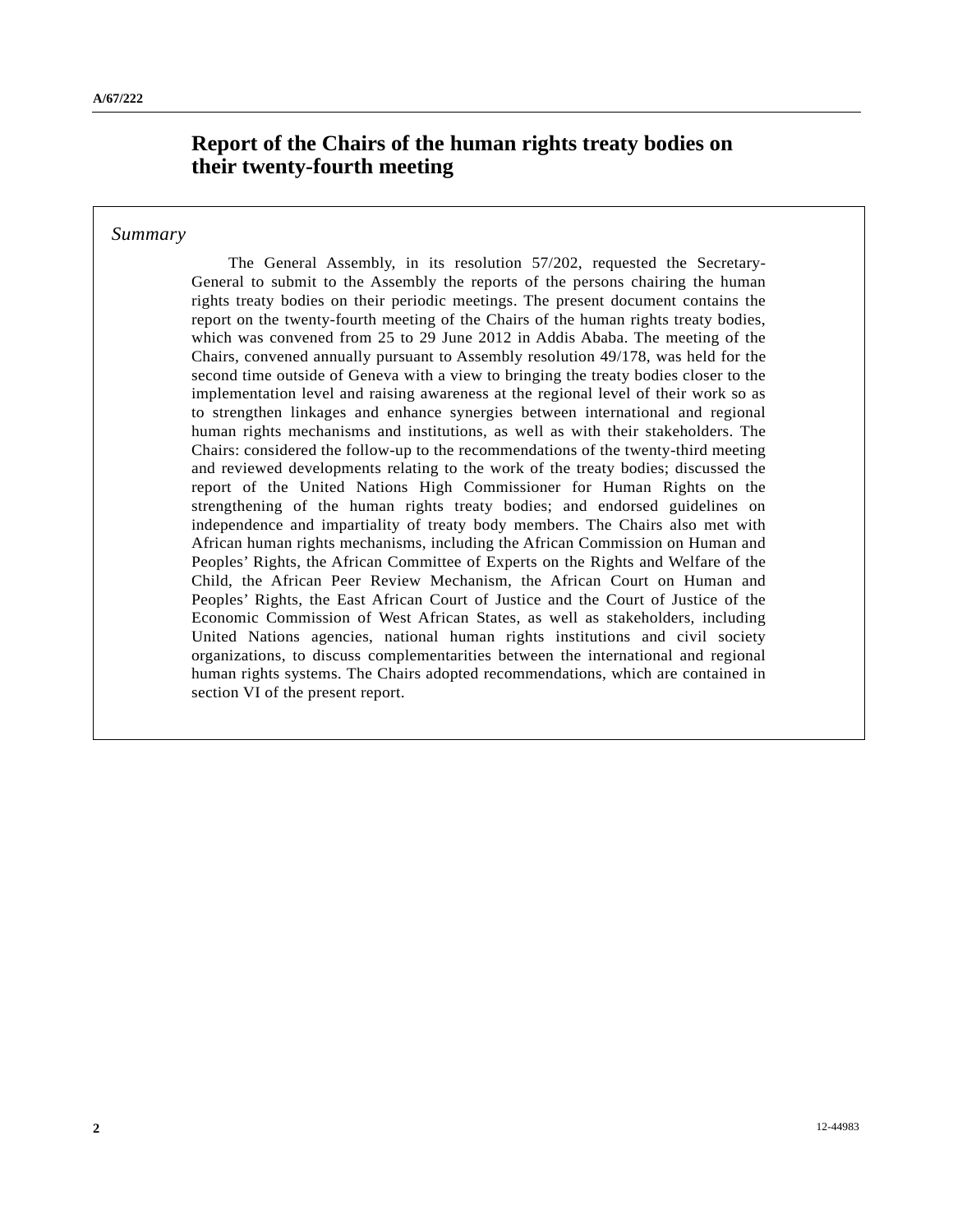# Report of the Chairs of the human rights treaty bodies on their twenty-fourth meeting

*Summary*

The General Assembly, in its resolution 57/202, requested the Secretary-General to submit to the Assembly the reports of the persons chairing the human rights treaty bodies on their periodic meetings. The present document contains the report on the twenty-fourth meeting of the Chairs of the human rights treaty bodies, which was convened from 25 to 29 June 2012 in Addis Ababa. The meeting of the Chairs, convened annually pursuant to Assembly resolution 49/178, was held for the second time outside of Geneva with a view to bringing the treaty bodies closer to the implementation level and raising awareness at the regional level of their work so as to strengthen linkages and enhance synergies between international and regional human rights mechanisms and institutions, as well as with their stakeholders. The Chairs: considered the follow-up to the recommendations of the twenty-third meeting and reviewed developments relating to the work of the treaty bodies; discussed the report of the United Nations High Commissioner for Human Rights on the strengthening of the human rights treaty bodies; and endorsed guidelines on independence and impartiality of treaty body members. The Chairs also met with African human rights mechanisms, including the African Commission on Human and Peoples' Rights, the African Committee of Experts on the Rights and Welfare of the Child, the African Peer Review Mechanism, the African Court on Human and Peoples' Rights, the East African Court of Justice and the Court of Justice of the Economic Commission of West African States, as well as stakeholders, including United Nations agencies, national human rights institutions and civil society organizations, to discuss complementarities between the international and regional human rights systems. The Chairs adopted recommendations, which are contained in section VI of the present report.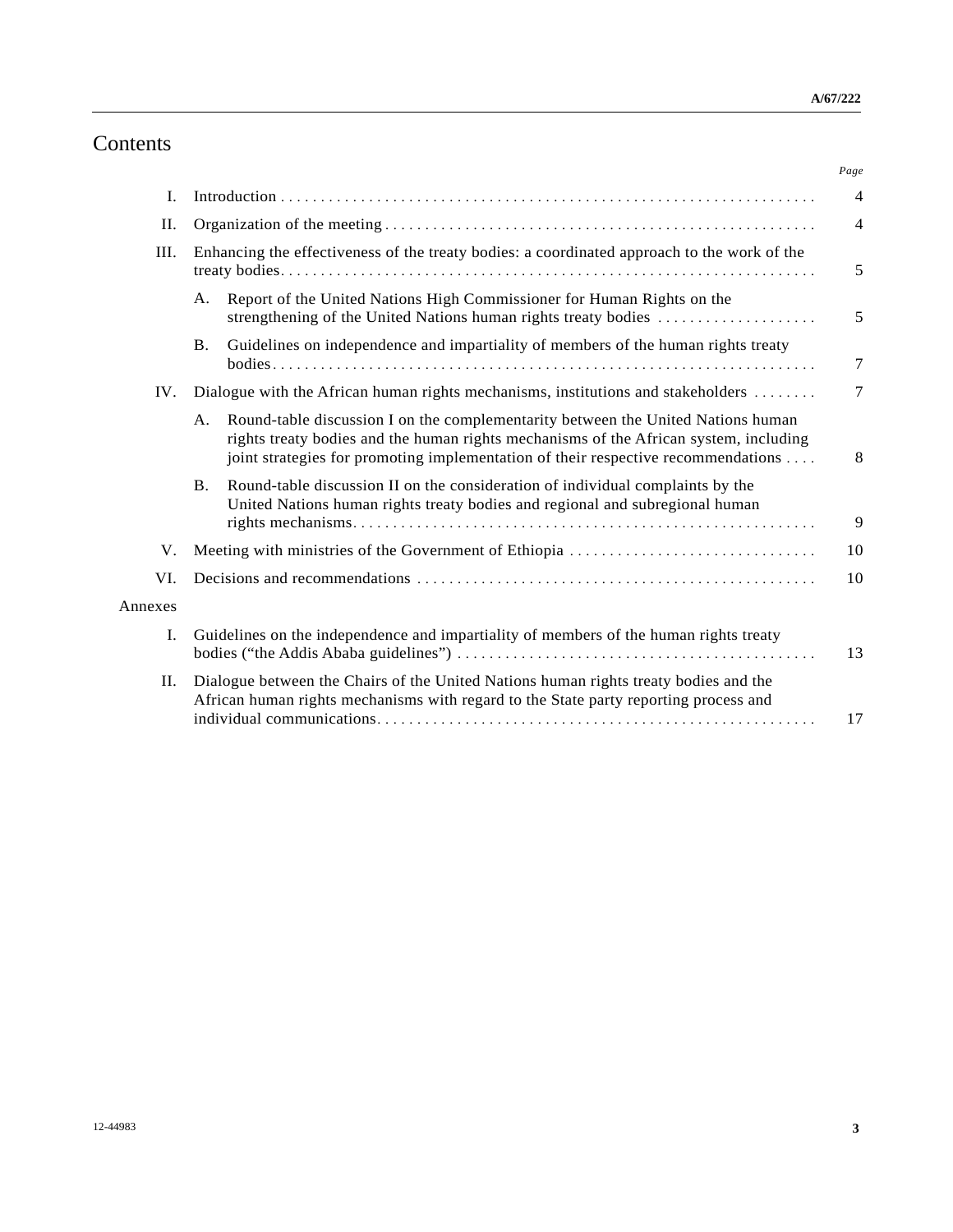# Contents

| | | Page |
|---|---|---|
| I. | Introduction | 4 |
| II. | Organization of the meeting | 4 |
| III. | Enhancing the effectiveness of the treaty bodies: a coordinated approach to the work of the treaty bodies | 5 |
| | A. Report of the United Nations High Commissioner for Human Rights on the strengthening of the United Nations human rights treaty bodies | 5 |
| | B. Guidelines on independence and impartiality of members of the human rights treaty bodies | 7 |
| IV. | Dialogue with the African human rights mechanisms, institutions and stakeholders | 7 |
| | A. Round-table discussion I on the complementarity between the United Nations human rights treaty bodies and the human rights mechanisms of the African system, including joint strategies for promoting implementation of their respective recommendations | 8 |
| | B. Round-table discussion II on the consideration of individual complaints by the United Nations human rights treaty bodies and regional and subregional human rights mechanisms | 9 |
| V. | Meeting with ministries of the Government of Ethiopia | 10 |
| VI. | Decisions and recommendations | 10 |
| Annexes | | |
| I. | Guidelines on the independence and impartiality of members of the human rights treaty bodies (“the Addis Ababa guidelines”) | 13 |
| II. | Dialogue between the Chairs of the United Nations human rights treaty bodies and the African human rights mechanisms with regard to the State party reporting process and individual communications | 17 |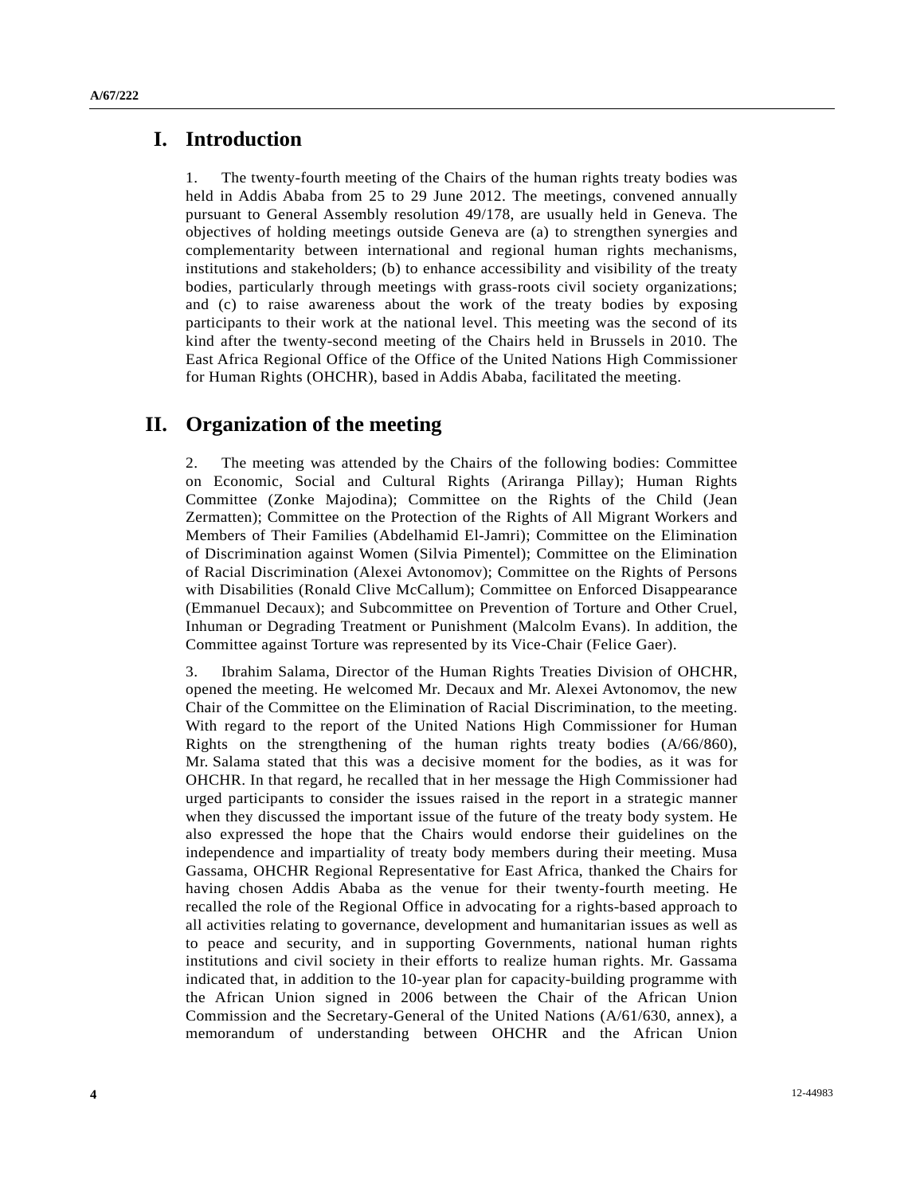# I. Introduction

1. The twenty-fourth meeting of the Chairs of the human rights treaty bodies was held in Addis Ababa from 25 to 29 June 2012. The meetings, convened annually pursuant to General Assembly resolution 49/178, are usually held in Geneva. The objectives of holding meetings outside Geneva are (a) to strengthen synergies and complementarity between international and regional human rights mechanisms, institutions and stakeholders; (b) to enhance accessibility and visibility of the treaty bodies, particularly through meetings with grass-roots civil society organizations; and (c) to raise awareness about the work of the treaty bodies by exposing participants to their work at the national level. This meeting was the second of its kind after the twenty-second meeting of the Chairs held in Brussels in 2010. The East Africa Regional Office of the Office of the United Nations High Commissioner for Human Rights (OHCHR), based in Addis Ababa, facilitated the meeting.

# II. Organization of the meeting

2. The meeting was attended by the Chairs of the following bodies: Committee on Economic, Social and Cultural Rights (Ariranga Pillay); Human Rights Committee (Zonke Majodina); Committee on the Rights of the Child (Jean Zermatten); Committee on the Protection of the Rights of All Migrant Workers and Members of Their Families (Abdelhamid El-Jamri); Committee on the Elimination of Discrimination against Women (Silvia Pimentel); Committee on the Elimination of Racial Discrimination (Alexei Avtonomov); Committee on the Rights of Persons with Disabilities (Ronald Clive McCallum); Committee on Enforced Disappearance (Emmanuel Decaux); and Subcommittee on Prevention of Torture and Other Cruel, Inhuman or Degrading Treatment or Punishment (Malcolm Evans). In addition, the Committee against Torture was represented by its Vice-Chair (Felice Gaer).

3. Ibrahim Salama, Director of the Human Rights Treaties Division of OHCHR, opened the meeting. He welcomed Mr. Decaux and Mr. Alexei Avtonomov, the new Chair of the Committee on the Elimination of Racial Discrimination, to the meeting. With regard to the report of the United Nations High Commissioner for Human Rights on the strengthening of the human rights treaty bodies (A/66/860), Mr. Salama stated that this was a decisive moment for the bodies, as it was for OHCHR. In that regard, he recalled that in her message the High Commissioner had urged participants to consider the issues raised in the report in a strategic manner when they discussed the important issue of the future of the treaty body system. He also expressed the hope that the Chairs would endorse their guidelines on the independence and impartiality of treaty body members during their meeting. Musa Gassama, OHCHR Regional Representative for East Africa, thanked the Chairs for having chosen Addis Ababa as the venue for their twenty-fourth meeting. He recalled the role of the Regional Office in advocating for a rights-based approach to all activities relating to governance, development and humanitarian issues as well as to peace and security, and in supporting Governments, national human rights institutions and civil society in their efforts to realize human rights. Mr. Gassama indicated that, in addition to the 10-year plan for capacity-building programme with the African Union signed in 2006 between the Chair of the African Union Commission and the Secretary-General of the United Nations (A/61/630, annex), a memorandum of understanding between OHCHR and the African Union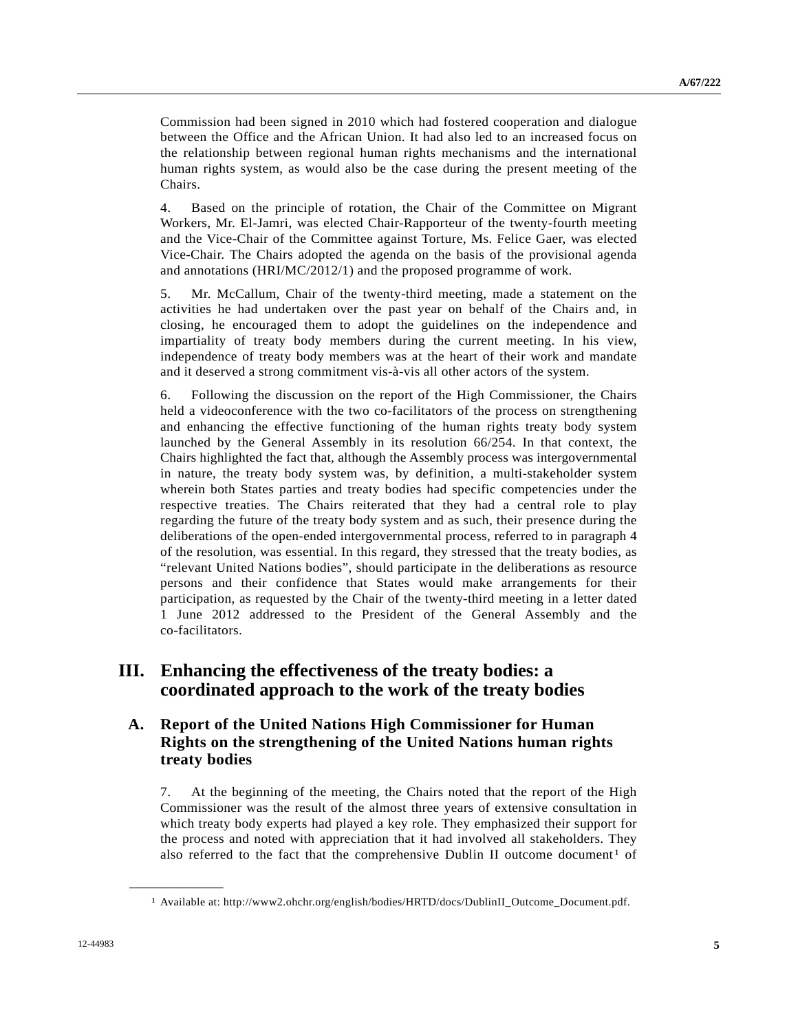Commission had been signed in 2010 which had fostered cooperation and dialogue between the Office and the African Union. It had also led to an increased focus on the relationship between regional human rights mechanisms and the international human rights system, as would also be the case during the present meeting of the Chairs.

4. Based on the principle of rotation, the Chair of the Committee on Migrant Workers, Mr. El-Jamri, was elected Chair-Rapporteur of the twenty-fourth meeting and the Vice-Chair of the Committee against Torture, Ms. Felice Gaer, was elected Vice-Chair. The Chairs adopted the agenda on the basis of the provisional agenda and annotations (HRI/MC/2012/1) and the proposed programme of work.

5. Mr. McCallum, Chair of the twenty-third meeting, made a statement on the activities he had undertaken over the past year on behalf of the Chairs and, in closing, he encouraged them to adopt the guidelines on the independence and impartiality of treaty body members during the current meeting. In his view, independence of treaty body members was at the heart of their work and mandate and it deserved a strong commitment vis-à-vis all other actors of the system.

6. Following the discussion on the report of the High Commissioner, the Chairs held a videoconference with the two co-facilitators of the process on strengthening and enhancing the effective functioning of the human rights treaty body system launched by the General Assembly in its resolution 66/254. In that context, the Chairs highlighted the fact that, although the Assembly process was intergovernmental in nature, the treaty body system was, by definition, a multi-stakeholder system wherein both States parties and treaty bodies had specific competencies under the respective treaties. The Chairs reiterated that they had a central role to play regarding the future of the treaty body system and as such, their presence during the deliberations of the open-ended intergovernmental process, referred to in paragraph 4 of the resolution, was essential. In this regard, they stressed that the treaty bodies, as "relevant United Nations bodies", should participate in the deliberations as resource persons and their confidence that States would make arrangements for their participation, as requested by the Chair of the twenty-third meeting in a letter dated 1 June 2012 addressed to the President of the General Assembly and the co-facilitators.

# III. Enhancing the effectiveness of the treaty bodies: a coordinated approach to the work of the treaty bodies

## A. Report of the United Nations High Commissioner for Human Rights on the strengthening of the United Nations human rights treaty bodies

7. At the beginning of the meeting, the Chairs noted that the report of the High Commissioner was the result of the almost three years of extensive consultation in which treaty body experts had played a key role. They emphasized their support for the process and noted with appreciation that it had involved all stakeholders. They also referred to the fact that the comprehensive Dublin II outcome document[1] of

---

[1] Available at: http://www2.ohchr.org/english/bodies/HRTD/docs/DublinII_Outcome_Document.pdf.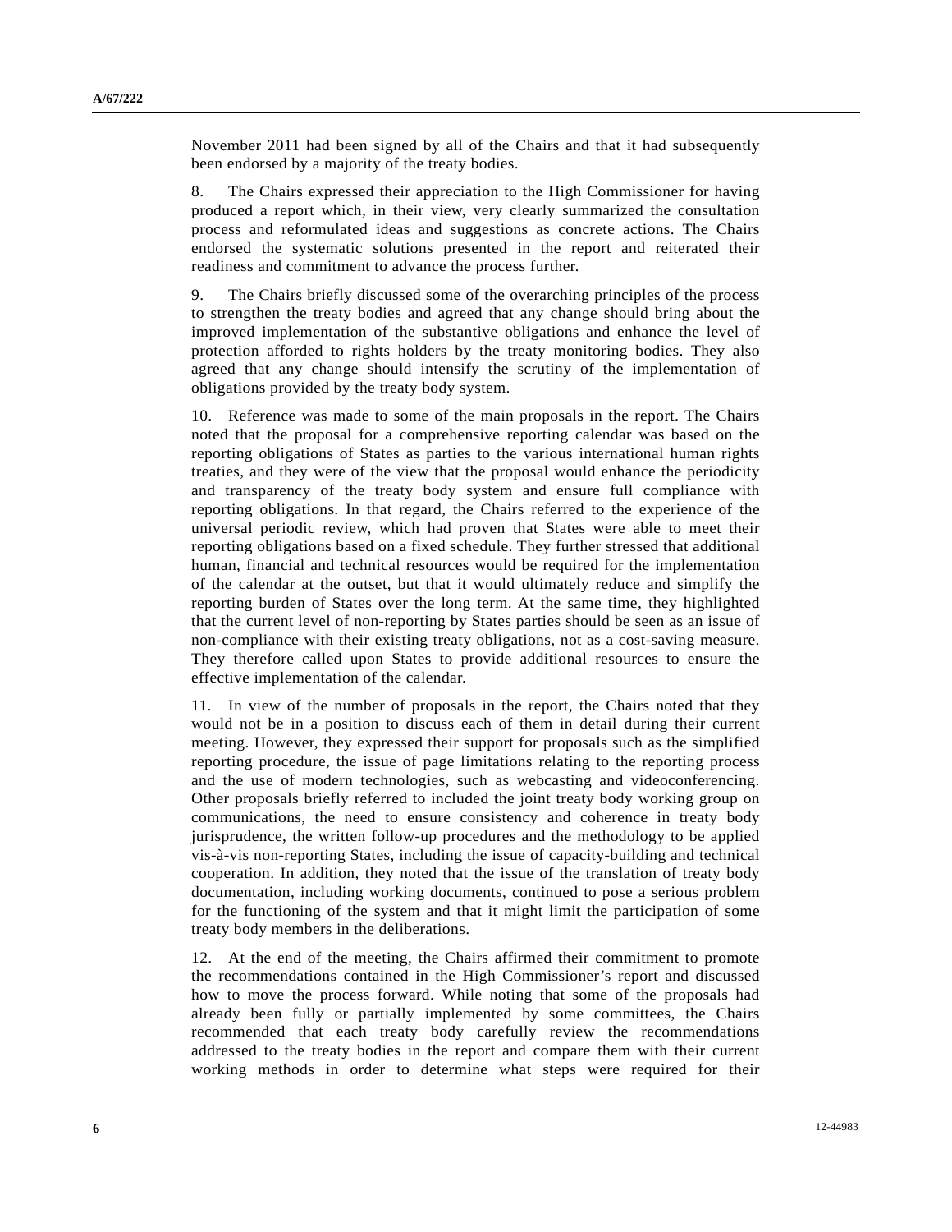November 2011 had been signed by all of the Chairs and that it had subsequently been endorsed by a majority of the treaty bodies.

8. The Chairs expressed their appreciation to the High Commissioner for having produced a report which, in their view, very clearly summarized the consultation process and reformulated ideas and suggestions as concrete actions. The Chairs endorsed the systematic solutions presented in the report and reiterated their readiness and commitment to advance the process further.

9. The Chairs briefly discussed some of the overarching principles of the process to strengthen the treaty bodies and agreed that any change should bring about the improved implementation of the substantive obligations and enhance the level of protection afforded to rights holders by the treaty monitoring bodies. They also agreed that any change should intensify the scrutiny of the implementation of obligations provided by the treaty body system.

10. Reference was made to some of the main proposals in the report. The Chairs noted that the proposal for a comprehensive reporting calendar was based on the reporting obligations of States as parties to the various international human rights treaties, and they were of the view that the proposal would enhance the periodicity and transparency of the treaty body system and ensure full compliance with reporting obligations. In that regard, the Chairs referred to the experience of the universal periodic review, which had proven that States were able to meet their reporting obligations based on a fixed schedule. They further stressed that additional human, financial and technical resources would be required for the implementation of the calendar at the outset, but that it would ultimately reduce and simplify the reporting burden of States over the long term. At the same time, they highlighted that the current level of non-reporting by States parties should be seen as an issue of non-compliance with their existing treaty obligations, not as a cost-saving measure. They therefore called upon States to provide additional resources to ensure the effective implementation of the calendar.

11. In view of the number of proposals in the report, the Chairs noted that they would not be in a position to discuss each of them in detail during their current meeting. However, they expressed their support for proposals such as the simplified reporting procedure, the issue of page limitations relating to the reporting process and the use of modern technologies, such as webcasting and videoconferencing. Other proposals briefly referred to included the joint treaty body working group on communications, the need to ensure consistency and coherence in treaty body jurisprudence, the written follow-up procedures and the methodology to be applied vis-à-vis non-reporting States, including the issue of capacity-building and technical cooperation. In addition, they noted that the issue of the translation of treaty body documentation, including working documents, continued to pose a serious problem for the functioning of the system and that it might limit the participation of some treaty body members in the deliberations.

12. At the end of the meeting, the Chairs affirmed their commitment to promote the recommendations contained in the High Commissioner's report and discussed how to move the process forward. While noting that some of the proposals had already been fully or partially implemented by some committees, the Chairs recommended that each treaty body carefully review the recommendations addressed to the treaty bodies in the report and compare them with their current working methods in order to determine what steps were required for their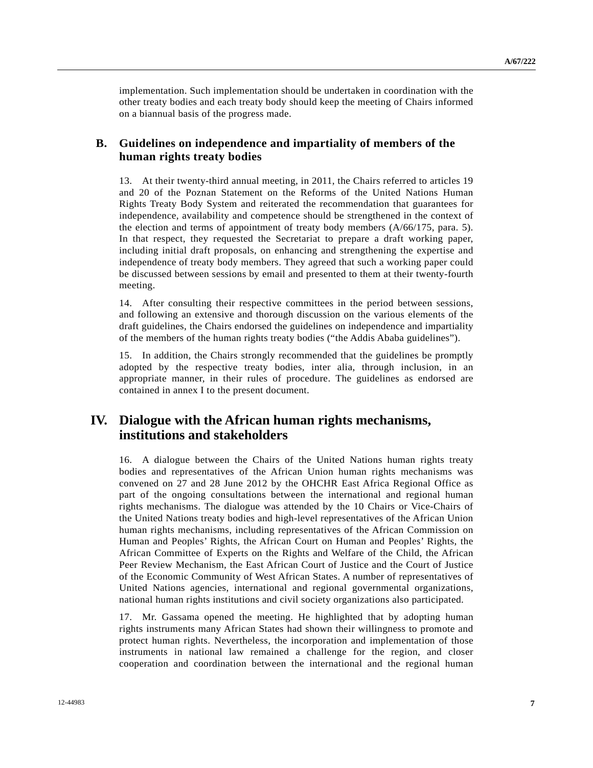implementation. Such implementation should be undertaken in coordination with the other treaty bodies and each treaty body should keep the meeting of Chairs informed on a biannual basis of the progress made.

## B. Guidelines on independence and impartiality of members of the human rights treaty bodies

13. At their twenty-third annual meeting, in 2011, the Chairs referred to articles 19 and 20 of the Poznan Statement on the Reforms of the United Nations Human Rights Treaty Body System and reiterated the recommendation that guarantees for independence, availability and competence should be strengthened in the context of the election and terms of appointment of treaty body members (A/66/175, para. 5). In that respect, they requested the Secretariat to prepare a draft working paper, including initial draft proposals, on enhancing and strengthening the expertise and independence of treaty body members. They agreed that such a working paper could be discussed between sessions by email and presented to them at their twenty-fourth meeting.

14. After consulting their respective committees in the period between sessions, and following an extensive and thorough discussion on the various elements of the draft guidelines, the Chairs endorsed the guidelines on independence and impartiality of the members of the human rights treaty bodies ("the Addis Ababa guidelines").

15. In addition, the Chairs strongly recommended that the guidelines be promptly adopted by the respective treaty bodies, inter alia, through inclusion, in an appropriate manner, in their rules of procedure. The guidelines as endorsed are contained in annex I to the present document.

# IV. Dialogue with the African human rights mechanisms, institutions and stakeholders

16. A dialogue between the Chairs of the United Nations human rights treaty bodies and representatives of the African Union human rights mechanisms was convened on 27 and 28 June 2012 by the OHCHR East Africa Regional Office as part of the ongoing consultations between the international and regional human rights mechanisms. The dialogue was attended by the 10 Chairs or Vice-Chairs of the United Nations treaty bodies and high-level representatives of the African Union human rights mechanisms, including representatives of the African Commission on Human and Peoples' Rights, the African Court on Human and Peoples' Rights, the African Committee of Experts on the Rights and Welfare of the Child, the African Peer Review Mechanism, the East African Court of Justice and the Court of Justice of the Economic Community of West African States. A number of representatives of United Nations agencies, international and regional governmental organizations, national human rights institutions and civil society organizations also participated.

17. Mr. Gassama opened the meeting. He highlighted that by adopting human rights instruments many African States had shown their willingness to promote and protect human rights. Nevertheless, the incorporation and implementation of those instruments in national law remained a challenge for the region, and closer cooperation and coordination between the international and the regional human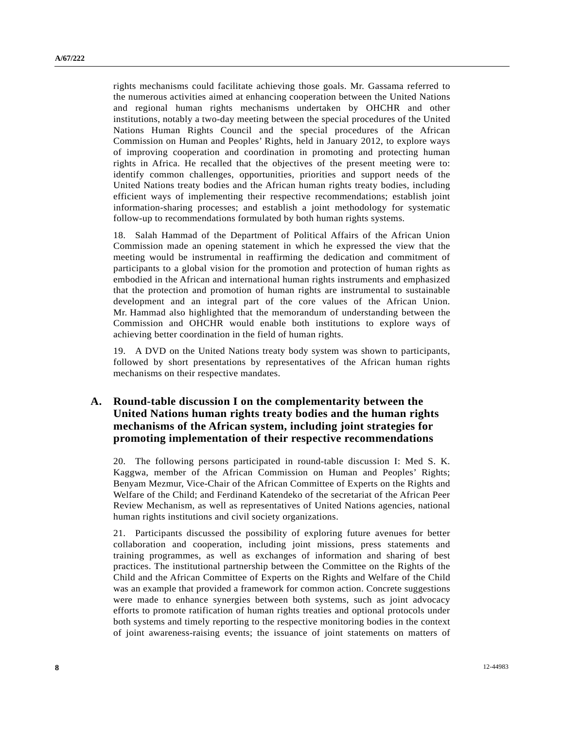rights mechanisms could facilitate achieving those goals. Mr. Gassama referred to the numerous activities aimed at enhancing cooperation between the United Nations and regional human rights mechanisms undertaken by OHCHR and other institutions, notably a two-day meeting between the special procedures of the United Nations Human Rights Council and the special procedures of the African Commission on Human and Peoples' Rights, held in January 2012, to explore ways of improving cooperation and coordination in promoting and protecting human rights in Africa. He recalled that the objectives of the present meeting were to: identify common challenges, opportunities, priorities and support needs of the United Nations treaty bodies and the African human rights treaty bodies, including efficient ways of implementing their respective recommendations; establish joint information-sharing processes; and establish a joint methodology for systematic follow-up to recommendations formulated by both human rights systems.

18. Salah Hammad of the Department of Political Affairs of the African Union Commission made an opening statement in which he expressed the view that the meeting would be instrumental in reaffirming the dedication and commitment of participants to a global vision for the promotion and protection of human rights as embodied in the African and international human rights instruments and emphasized that the protection and promotion of human rights are instrumental to sustainable development and an integral part of the core values of the African Union. Mr. Hammad also highlighted that the memorandum of understanding between the Commission and OHCHR would enable both institutions to explore ways of achieving better coordination in the field of human rights.

19. A DVD on the United Nations treaty body system was shown to participants, followed by short presentations by representatives of the African human rights mechanisms on their respective mandates.

## A. Round-table discussion I on the complementarity between the United Nations human rights treaty bodies and the human rights mechanisms of the African system, including joint strategies for promoting implementation of their respective recommendations

20. The following persons participated in round-table discussion I: Med S. K. Kaggwa, member of the African Commission on Human and Peoples' Rights; Benyam Mezmur, Vice-Chair of the African Committee of Experts on the Rights and Welfare of the Child; and Ferdinand Katendeko of the secretariat of the African Peer Review Mechanism, as well as representatives of United Nations agencies, national human rights institutions and civil society organizations.

21. Participants discussed the possibility of exploring future avenues for better collaboration and cooperation, including joint missions, press statements and training programmes, as well as exchanges of information and sharing of best practices. The institutional partnership between the Committee on the Rights of the Child and the African Committee of Experts on the Rights and Welfare of the Child was an example that provided a framework for common action. Concrete suggestions were made to enhance synergies between both systems, such as joint advocacy efforts to promote ratification of human rights treaties and optional protocols under both systems and timely reporting to the respective monitoring bodies in the context of joint awareness-raising events; the issuance of joint statements on matters of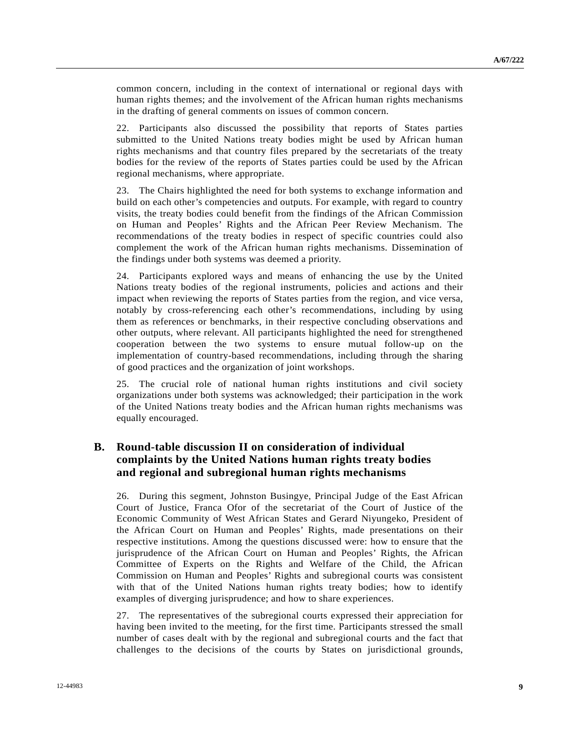common concern, including in the context of international or regional days with human rights themes; and the involvement of the African human rights mechanisms in the drafting of general comments on issues of common concern.

22. Participants also discussed the possibility that reports of States parties submitted to the United Nations treaty bodies might be used by African human rights mechanisms and that country files prepared by the secretariats of the treaty bodies for the review of the reports of States parties could be used by the African regional mechanisms, where appropriate.

23. The Chairs highlighted the need for both systems to exchange information and build on each other's competencies and outputs. For example, with regard to country visits, the treaty bodies could benefit from the findings of the African Commission on Human and Peoples' Rights and the African Peer Review Mechanism. The recommendations of the treaty bodies in respect of specific countries could also complement the work of the African human rights mechanisms. Dissemination of the findings under both systems was deemed a priority.

24. Participants explored ways and means of enhancing the use by the United Nations treaty bodies of the regional instruments, policies and actions and their impact when reviewing the reports of States parties from the region, and vice versa, notably by cross-referencing each other's recommendations, including by using them as references or benchmarks, in their respective concluding observations and other outputs, where relevant. All participants highlighted the need for strengthened cooperation between the two systems to ensure mutual follow-up on the implementation of country-based recommendations, including through the sharing of good practices and the organization of joint workshops.

25. The crucial role of national human rights institutions and civil society organizations under both systems was acknowledged; their participation in the work of the United Nations treaty bodies and the African human rights mechanisms was equally encouraged.

## B. Round-table discussion II on consideration of individual complaints by the United Nations human rights treaty bodies and regional and subregional human rights mechanisms

26. During this segment, Johnston Busingye, Principal Judge of the East African Court of Justice, Franca Ofor of the secretariat of the Court of Justice of the Economic Community of West African States and Gerard Niyungeko, President of the African Court on Human and Peoples' Rights, made presentations on their respective institutions. Among the questions discussed were: how to ensure that the jurisprudence of the African Court on Human and Peoples' Rights, the African Committee of Experts on the Rights and Welfare of the Child, the African Commission on Human and Peoples' Rights and subregional courts was consistent with that of the United Nations human rights treaty bodies; how to identify examples of diverging jurisprudence; and how to share experiences.

27. The representatives of the subregional courts expressed their appreciation for having been invited to the meeting, for the first time. Participants stressed the small number of cases dealt with by the regional and subregional courts and the fact that challenges to the decisions of the courts by States on jurisdictional grounds,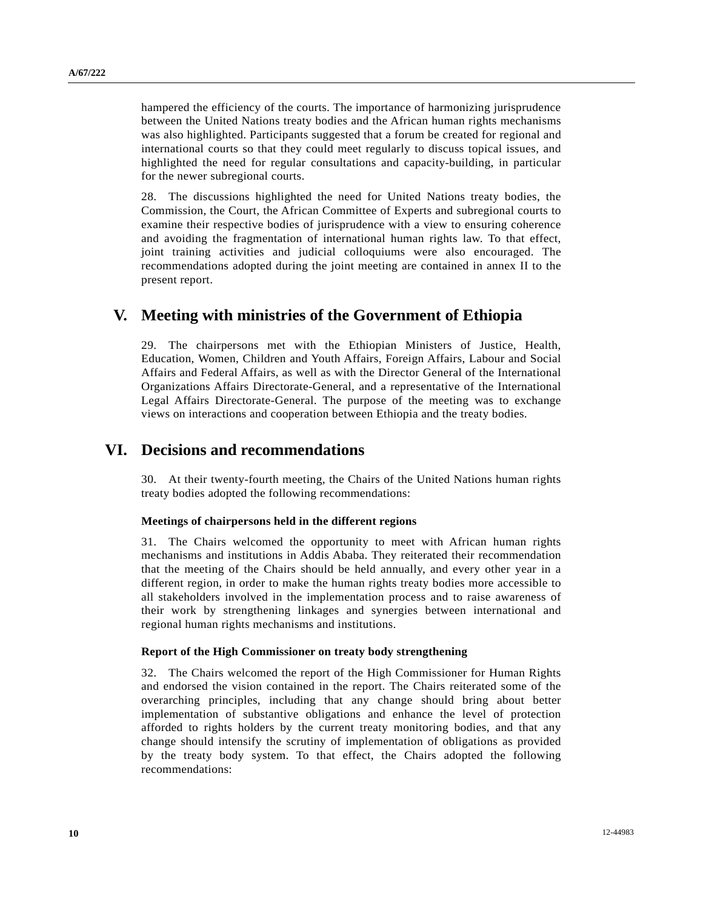hampered the efficiency of the courts. The importance of harmonizing jurisprudence between the United Nations treaty bodies and the African human rights mechanisms was also highlighted. Participants suggested that a forum be created for regional and international courts so that they could meet regularly to discuss topical issues, and highlighted the need for regular consultations and capacity-building, in particular for the newer subregional courts.

28. The discussions highlighted the need for United Nations treaty bodies, the Commission, the Court, the African Committee of Experts and subregional courts to examine their respective bodies of jurisprudence with a view to ensuring coherence and avoiding the fragmentation of international human rights law. To that effect, joint training activities and judicial colloquiums were also encouraged. The recommendations adopted during the joint meeting are contained in annex II to the present report.

# V. Meeting with ministries of the Government of Ethiopia

29. The chairpersons met with the Ethiopian Ministers of Justice, Health, Education, Women, Children and Youth Affairs, Foreign Affairs, Labour and Social Affairs and Federal Affairs, as well as with the Director General of the International Organizations Affairs Directorate-General, and a representative of the International Legal Affairs Directorate-General. The purpose of the meeting was to exchange views on interactions and cooperation between Ethiopia and the treaty bodies.

# VI. Decisions and recommendations

30. At their twenty-fourth meeting, the Chairs of the United Nations human rights treaty bodies adopted the following recommendations:

### Meetings of chairpersons held in the different regions

31. The Chairs welcomed the opportunity to meet with African human rights mechanisms and institutions in Addis Ababa. They reiterated their recommendation that the meeting of the Chairs should be held annually, and every other year in a different region, in order to make the human rights treaty bodies more accessible to all stakeholders involved in the implementation process and to raise awareness of their work by strengthening linkages and synergies between international and regional human rights mechanisms and institutions.

### Report of the High Commissioner on treaty body strengthening

32. The Chairs welcomed the report of the High Commissioner for Human Rights and endorsed the vision contained in the report. The Chairs reiterated some of the overarching principles, including that any change should bring about better implementation of substantive obligations and enhance the level of protection afforded to rights holders by the current treaty monitoring bodies, and that any change should intensify the scrutiny of implementation of obligations as provided by the treaty body system. To that effect, the Chairs adopted the following recommendations: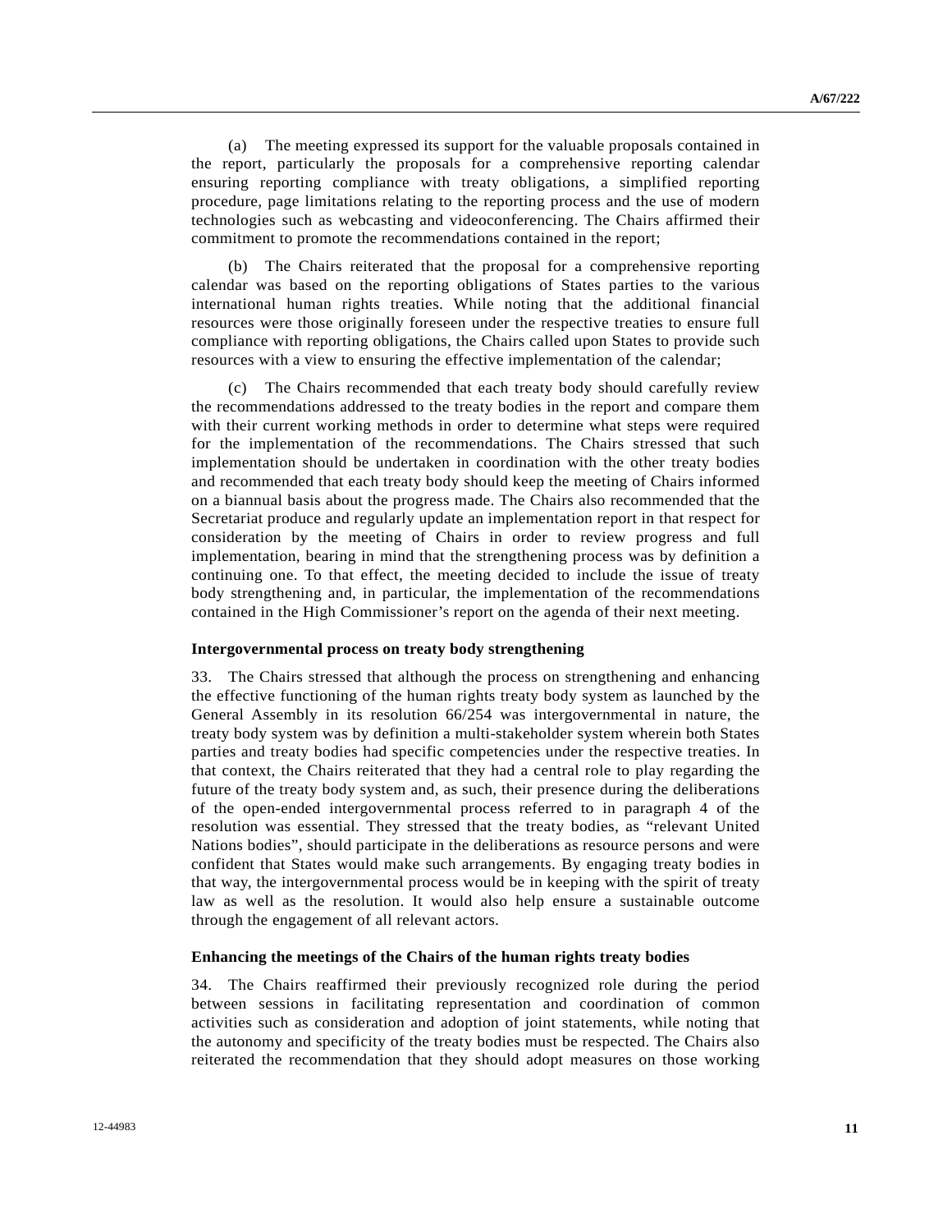(a) The meeting expressed its support for the valuable proposals contained in the report, particularly the proposals for a comprehensive reporting calendar ensuring reporting compliance with treaty obligations, a simplified reporting procedure, page limitations relating to the reporting process and the use of modern technologies such as webcasting and videoconferencing. The Chairs affirmed their commitment to promote the recommendations contained in the report;

(b) The Chairs reiterated that the proposal for a comprehensive reporting calendar was based on the reporting obligations of States parties to the various international human rights treaties. While noting that the additional financial resources were those originally foreseen under the respective treaties to ensure full compliance with reporting obligations, the Chairs called upon States to provide such resources with a view to ensuring the effective implementation of the calendar;

(c) The Chairs recommended that each treaty body should carefully review the recommendations addressed to the treaty bodies in the report and compare them with their current working methods in order to determine what steps were required for the implementation of the recommendations. The Chairs stressed that such implementation should be undertaken in coordination with the other treaty bodies and recommended that each treaty body should keep the meeting of Chairs informed on a biannual basis about the progress made. The Chairs also recommended that the Secretariat produce and regularly update an implementation report in that respect for consideration by the meeting of Chairs in order to review progress and full implementation, bearing in mind that the strengthening process was by definition a continuing one. To that effect, the meeting decided to include the issue of treaty body strengthening and, in particular, the implementation of the recommendations contained in the High Commissioner's report on the agenda of their next meeting.

### Intergovernmental process on treaty body strengthening

33. The Chairs stressed that although the process on strengthening and enhancing the effective functioning of the human rights treaty body system as launched by the General Assembly in its resolution 66/254 was intergovernmental in nature, the treaty body system was by definition a multi-stakeholder system wherein both States parties and treaty bodies had specific competencies under the respective treaties. In that context, the Chairs reiterated that they had a central role to play regarding the future of the treaty body system and, as such, their presence during the deliberations of the open-ended intergovernmental process referred to in paragraph 4 of the resolution was essential. They stressed that the treaty bodies, as "relevant United Nations bodies", should participate in the deliberations as resource persons and were confident that States would make such arrangements. By engaging treaty bodies in that way, the intergovernmental process would be in keeping with the spirit of treaty law as well as the resolution. It would also help ensure a sustainable outcome through the engagement of all relevant actors.

### Enhancing the meetings of the Chairs of the human rights treaty bodies

34. The Chairs reaffirmed their previously recognized role during the period between sessions in facilitating representation and coordination of common activities such as consideration and adoption of joint statements, while noting that the autonomy and specificity of the treaty bodies must be respected. The Chairs also reiterated the recommendation that they should adopt measures on those working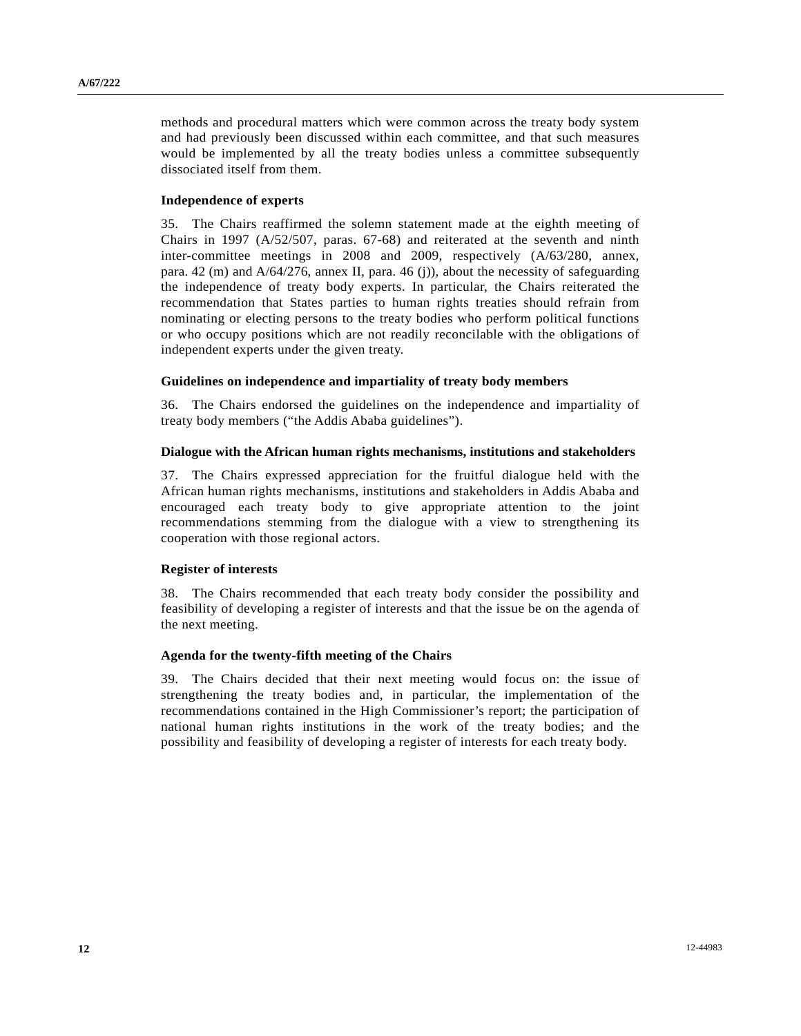methods and procedural matters which were common across the treaty body system and had previously been discussed within each committee, and that such measures would be implemented by all the treaty bodies unless a committee subsequently dissociated itself from them.

### Independence of experts

35. The Chairs reaffirmed the solemn statement made at the eighth meeting of Chairs in 1997 (A/52/507, paras. 67-68) and reiterated at the seventh and ninth inter-committee meetings in 2008 and 2009, respectively (A/63/280, annex, para. 42 (m) and A/64/276, annex II, para. 46 (j)), about the necessity of safeguarding the independence of treaty body experts. In particular, the Chairs reiterated the recommendation that States parties to human rights treaties should refrain from nominating or electing persons to the treaty bodies who perform political functions or who occupy positions which are not readily reconcilable with the obligations of independent experts under the given treaty.

### Guidelines on independence and impartiality of treaty body members

36. The Chairs endorsed the guidelines on the independence and impartiality of treaty body members ("the Addis Ababa guidelines").

### Dialogue with the African human rights mechanisms, institutions and stakeholders

37. The Chairs expressed appreciation for the fruitful dialogue held with the African human rights mechanisms, institutions and stakeholders in Addis Ababa and encouraged each treaty body to give appropriate attention to the joint recommendations stemming from the dialogue with a view to strengthening its cooperation with those regional actors.

### Register of interests

38. The Chairs recommended that each treaty body consider the possibility and feasibility of developing a register of interests and that the issue be on the agenda of the next meeting.

### Agenda for the twenty-fifth meeting of the Chairs

39. The Chairs decided that their next meeting would focus on: the issue of strengthening the treaty bodies and, in particular, the implementation of the recommendations contained in the High Commissioner's report; the participation of national human rights institutions in the work of the treaty bodies; and the possibility and feasibility of developing a register of interests for each treaty body.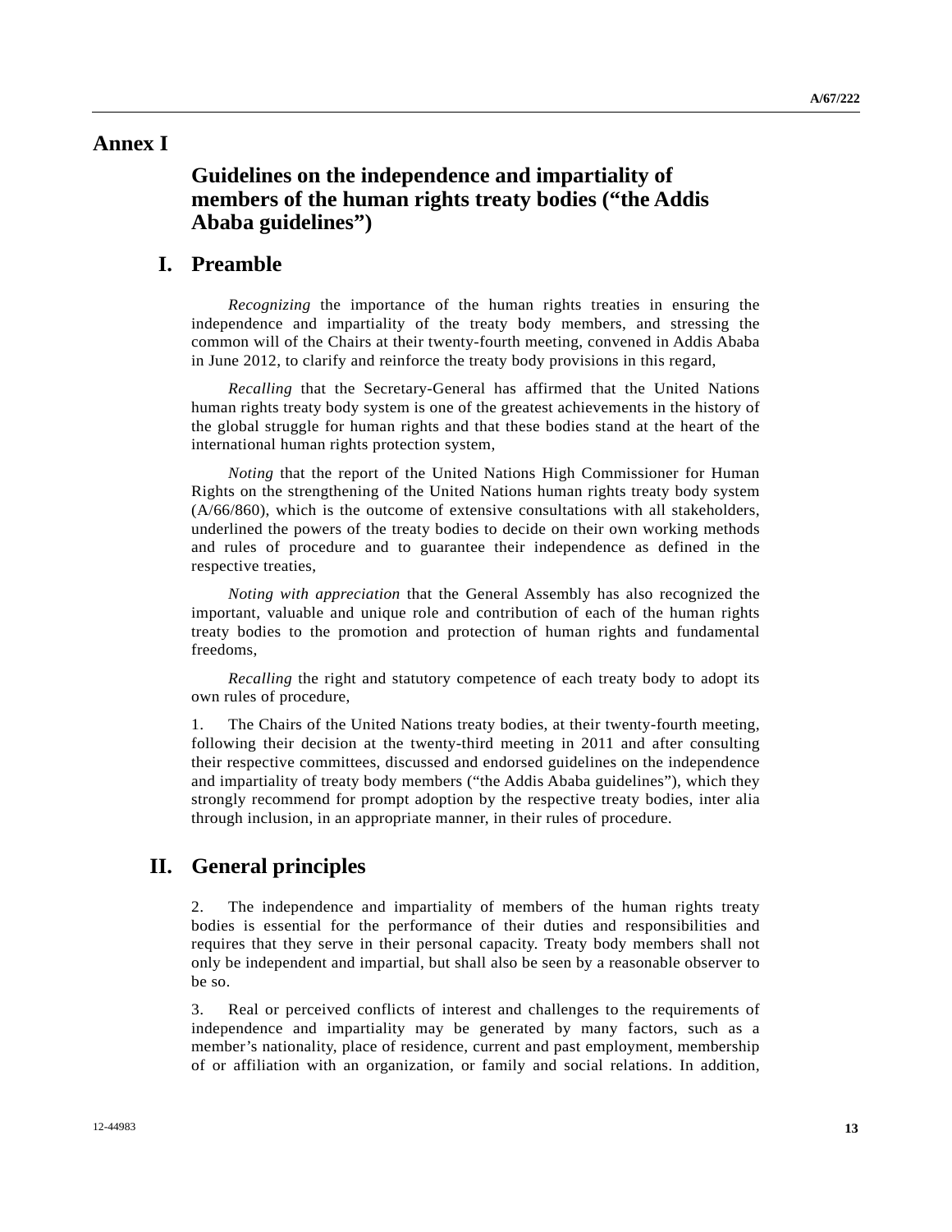# Annex I

## Guidelines on the independence and impartiality of members of the human rights treaty bodies ("the Addis Ababa guidelines")

## I. Preamble

*Recognizing* the importance of the human rights treaties in ensuring the independence and impartiality of the treaty body members, and stressing the common will of the Chairs at their twenty-fourth meeting, convened in Addis Ababa in June 2012, to clarify and reinforce the treaty body provisions in this regard,

*Recalling* that the Secretary-General has affirmed that the United Nations human rights treaty body system is one of the greatest achievements in the history of the global struggle for human rights and that these bodies stand at the heart of the international human rights protection system,

*Noting* that the report of the United Nations High Commissioner for Human Rights on the strengthening of the United Nations human rights treaty body system (A/66/860), which is the outcome of extensive consultations with all stakeholders, underlined the powers of the treaty bodies to decide on their own working methods and rules of procedure and to guarantee their independence as defined in the respective treaties,

*Noting with appreciation* that the General Assembly has also recognized the important, valuable and unique role and contribution of each of the human rights treaty bodies to the promotion and protection of human rights and fundamental freedoms,

*Recalling* the right and statutory competence of each treaty body to adopt its own rules of procedure,

1. The Chairs of the United Nations treaty bodies, at their twenty-fourth meeting, following their decision at the twenty-third meeting in 2011 and after consulting their respective committees, discussed and endorsed guidelines on the independence and impartiality of treaty body members ("the Addis Ababa guidelines"), which they strongly recommend for prompt adoption by the respective treaty bodies, inter alia through inclusion, in an appropriate manner, in their rules of procedure.

## II. General principles

2. The independence and impartiality of members of the human rights treaty bodies is essential for the performance of their duties and responsibilities and requires that they serve in their personal capacity. Treaty body members shall not only be independent and impartial, but shall also be seen by a reasonable observer to be so.

3. Real or perceived conflicts of interest and challenges to the requirements of independence and impartiality may be generated by many factors, such as a member's nationality, place of residence, current and past employment, membership of or affiliation with an organization, or family and social relations. In addition,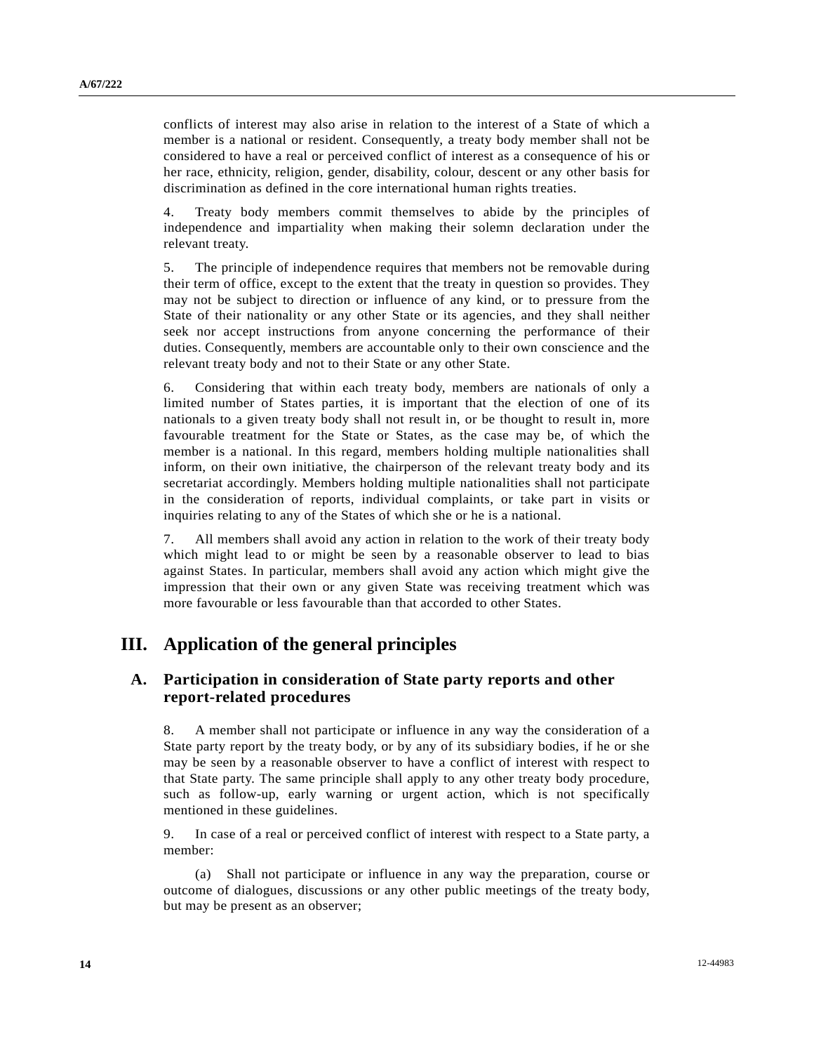conflicts of interest may also arise in relation to the interest of a State of which a member is a national or resident. Consequently, a treaty body member shall not be considered to have a real or perceived conflict of interest as a consequence of his or her race, ethnicity, religion, gender, disability, colour, descent or any other basis for discrimination as defined in the core international human rights treaties.

4. Treaty body members commit themselves to abide by the principles of independence and impartiality when making their solemn declaration under the relevant treaty.

5. The principle of independence requires that members not be removable during their term of office, except to the extent that the treaty in question so provides. They may not be subject to direction or influence of any kind, or to pressure from the State of their nationality or any other State or its agencies, and they shall neither seek nor accept instructions from anyone concerning the performance of their duties. Consequently, members are accountable only to their own conscience and the relevant treaty body and not to their State or any other State.

6. Considering that within each treaty body, members are nationals of only a limited number of States parties, it is important that the election of one of its nationals to a given treaty body shall not result in, or be thought to result in, more favourable treatment for the State or States, as the case may be, of which the member is a national. In this regard, members holding multiple nationalities shall inform, on their own initiative, the chairperson of the relevant treaty body and its secretariat accordingly. Members holding multiple nationalities shall not participate in the consideration of reports, individual complaints, or take part in visits or inquiries relating to any of the States of which she or he is a national.

7. All members shall avoid any action in relation to the work of their treaty body which might lead to or might be seen by a reasonable observer to lead to bias against States. In particular, members shall avoid any action which might give the impression that their own or any given State was receiving treatment which was more favourable or less favourable than that accorded to other States.

## III. Application of the general principles

### A. Participation in consideration of State party reports and other report-related procedures

8. A member shall not participate or influence in any way the consideration of a State party report by the treaty body, or by any of its subsidiary bodies, if he or she may be seen by a reasonable observer to have a conflict of interest with respect to that State party. The same principle shall apply to any other treaty body procedure, such as follow-up, early warning or urgent action, which is not specifically mentioned in these guidelines.

9. In case of a real or perceived conflict of interest with respect to a State party, a member:

(a) Shall not participate or influence in any way the preparation, course or outcome of dialogues, discussions or any other public meetings of the treaty body, but may be present as an observer;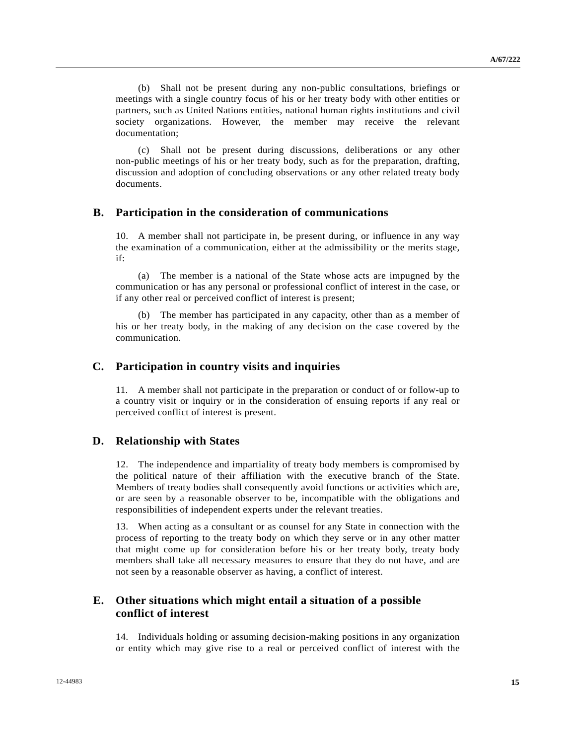(b) Shall not be present during any non-public consultations, briefings or meetings with a single country focus of his or her treaty body with other entities or partners, such as United Nations entities, national human rights institutions and civil society organizations. However, the member may receive the relevant documentation;

(c) Shall not be present during discussions, deliberations or any other non-public meetings of his or her treaty body, such as for the preparation, drafting, discussion and adoption of concluding observations or any other related treaty body documents.

## B. Participation in the consideration of communications

10. A member shall not participate in, be present during, or influence in any way the examination of a communication, either at the admissibility or the merits stage, if:

(a) The member is a national of the State whose acts are impugned by the communication or has any personal or professional conflict of interest in the case, or if any other real or perceived conflict of interest is present;

(b) The member has participated in any capacity, other than as a member of his or her treaty body, in the making of any decision on the case covered by the communication.

## C. Participation in country visits and inquiries

11. A member shall not participate in the preparation or conduct of or follow-up to a country visit or inquiry or in the consideration of ensuing reports if any real or perceived conflict of interest is present.

## D. Relationship with States

12. The independence and impartiality of treaty body members is compromised by the political nature of their affiliation with the executive branch of the State. Members of treaty bodies shall consequently avoid functions or activities which are, or are seen by a reasonable observer to be, incompatible with the obligations and responsibilities of independent experts under the relevant treaties.

13. When acting as a consultant or as counsel for any State in connection with the process of reporting to the treaty body on which they serve or in any other matter that might come up for consideration before his or her treaty body, treaty body members shall take all necessary measures to ensure that they do not have, and are not seen by a reasonable observer as having, a conflict of interest.

## E. Other situations which might entail a situation of a possible conflict of interest

14. Individuals holding or assuming decision-making positions in any organization or entity which may give rise to a real or perceived conflict of interest with the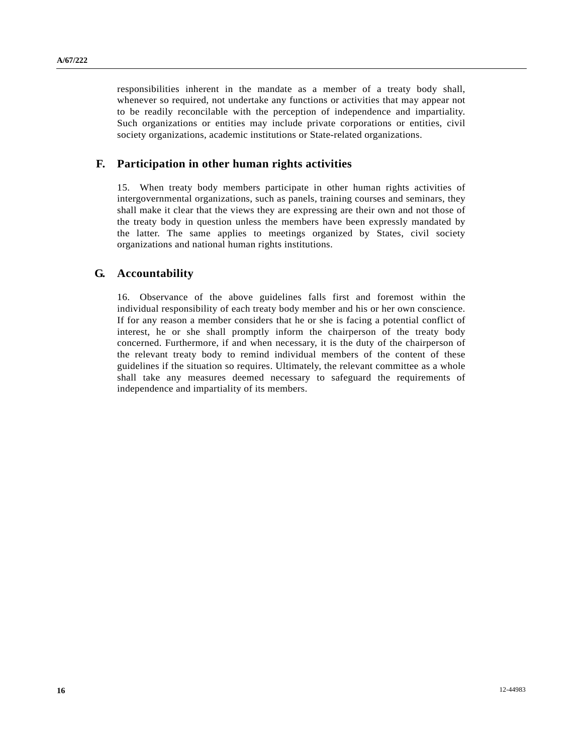responsibilities inherent in the mandate as a member of a treaty body shall, whenever so required, not undertake any functions or activities that may appear not to be readily reconcilable with the perception of independence and impartiality. Such organizations or entities may include private corporations or entities, civil society organizations, academic institutions or State-related organizations.

## F. Participation in other human rights activities

15. When treaty body members participate in other human rights activities of intergovernmental organizations, such as panels, training courses and seminars, they shall make it clear that the views they are expressing are their own and not those of the treaty body in question unless the members have been expressly mandated by the latter. The same applies to meetings organized by States, civil society organizations and national human rights institutions.

## G. Accountability

16. Observance of the above guidelines falls first and foremost within the individual responsibility of each treaty body member and his or her own conscience. If for any reason a member considers that he or she is facing a potential conflict of interest, he or she shall promptly inform the chairperson of the treaty body concerned. Furthermore, if and when necessary, it is the duty of the chairperson of the relevant treaty body to remind individual members of the content of these guidelines if the situation so requires. Ultimately, the relevant committee as a whole shall take any measures deemed necessary to safeguard the requirements of independence and impartiality of its members.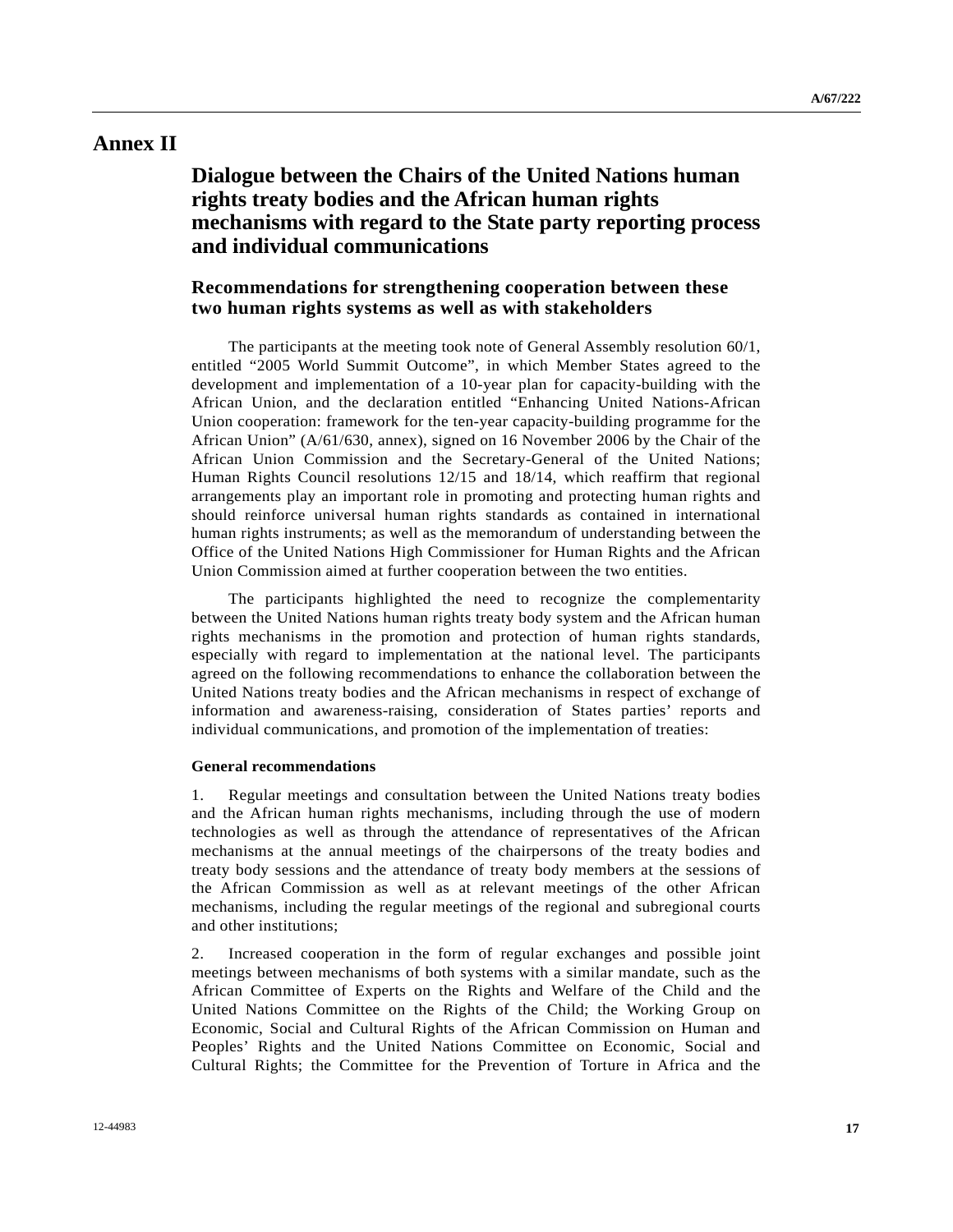# Annex II

## Dialogue between the Chairs of the United Nations human rights treaty bodies and the African human rights mechanisms with regard to the State party reporting process and individual communications

### Recommendations for strengthening cooperation between these two human rights systems as well as with stakeholders

The participants at the meeting took note of General Assembly resolution 60/1, entitled "2005 World Summit Outcome", in which Member States agreed to the development and implementation of a 10-year plan for capacity-building with the African Union, and the declaration entitled "Enhancing United Nations-African Union cooperation: framework for the ten-year capacity-building programme for the African Union" (A/61/630, annex), signed on 16 November 2006 by the Chair of the African Union Commission and the Secretary-General of the United Nations; Human Rights Council resolutions 12/15 and 18/14, which reaffirm that regional arrangements play an important role in promoting and protecting human rights and should reinforce universal human rights standards as contained in international human rights instruments; as well as the memorandum of understanding between the Office of the United Nations High Commissioner for Human Rights and the African Union Commission aimed at further cooperation between the two entities.

The participants highlighted the need to recognize the complementarity between the United Nations human rights treaty body system and the African human rights mechanisms in the promotion and protection of human rights standards, especially with regard to implementation at the national level. The participants agreed on the following recommendations to enhance the collaboration between the United Nations treaty bodies and the African mechanisms in respect of exchange of information and awareness-raising, consideration of States parties' reports and individual communications, and promotion of the implementation of treaties:

#### General recommendations

1. Regular meetings and consultation between the United Nations treaty bodies and the African human rights mechanisms, including through the use of modern technologies as well as through the attendance of representatives of the African mechanisms at the annual meetings of the chairpersons of the treaty bodies and treaty body sessions and the attendance of treaty body members at the sessions of the African Commission as well as at relevant meetings of the other African mechanisms, including the regular meetings of the regional and subregional courts and other institutions;

2. Increased cooperation in the form of regular exchanges and possible joint meetings between mechanisms of both systems with a similar mandate, such as the African Committee of Experts on the Rights and Welfare of the Child and the United Nations Committee on the Rights of the Child; the Working Group on Economic, Social and Cultural Rights of the African Commission on Human and Peoples' Rights and the United Nations Committee on Economic, Social and Cultural Rights; the Committee for the Prevention of Torture in Africa and the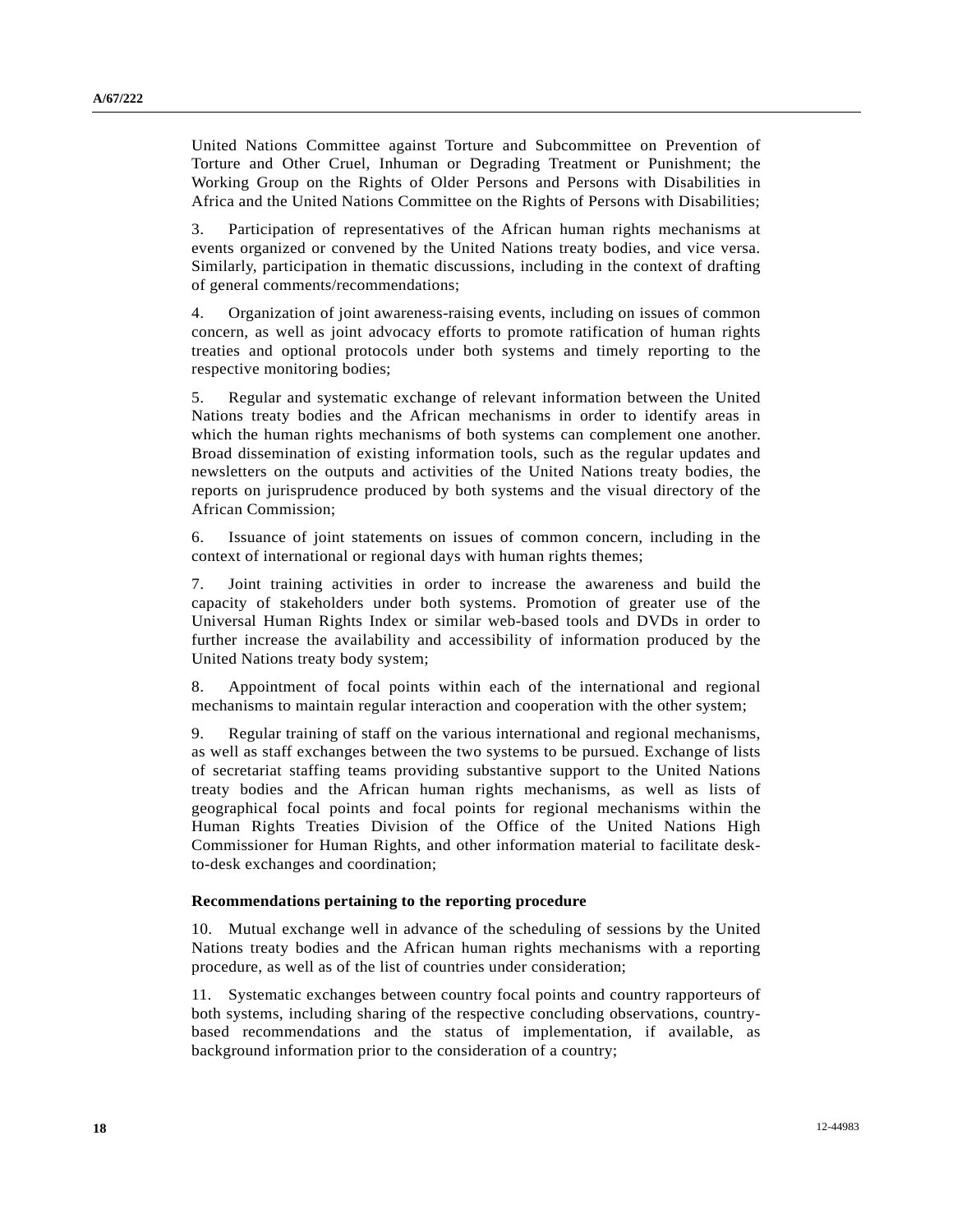United Nations Committee against Torture and Subcommittee on Prevention of Torture and Other Cruel, Inhuman or Degrading Treatment or Punishment; the Working Group on the Rights of Older Persons and Persons with Disabilities in Africa and the United Nations Committee on the Rights of Persons with Disabilities;

3. Participation of representatives of the African human rights mechanisms at events organized or convened by the United Nations treaty bodies, and vice versa. Similarly, participation in thematic discussions, including in the context of drafting of general comments/recommendations;

4. Organization of joint awareness-raising events, including on issues of common concern, as well as joint advocacy efforts to promote ratification of human rights treaties and optional protocols under both systems and timely reporting to the respective monitoring bodies;

5. Regular and systematic exchange of relevant information between the United Nations treaty bodies and the African mechanisms in order to identify areas in which the human rights mechanisms of both systems can complement one another. Broad dissemination of existing information tools, such as the regular updates and newsletters on the outputs and activities of the United Nations treaty bodies, the reports on jurisprudence produced by both systems and the visual directory of the African Commission;

6. Issuance of joint statements on issues of common concern, including in the context of international or regional days with human rights themes;

7. Joint training activities in order to increase the awareness and build the capacity of stakeholders under both systems. Promotion of greater use of the Universal Human Rights Index or similar web-based tools and DVDs in order to further increase the availability and accessibility of information produced by the United Nations treaty body system;

8. Appointment of focal points within each of the international and regional mechanisms to maintain regular interaction and cooperation with the other system;

9. Regular training of staff on the various international and regional mechanisms, as well as staff exchanges between the two systems to be pursued. Exchange of lists of secretariat staffing teams providing substantive support to the United Nations treaty bodies and the African human rights mechanisms, as well as lists of geographical focal points and focal points for regional mechanisms within the Human Rights Treaties Division of the Office of the United Nations High Commissioner for Human Rights, and other information material to facilitate desk-to-desk exchanges and coordination;

**Recommendations pertaining to the reporting procedure**

10. Mutual exchange well in advance of the scheduling of sessions by the United Nations treaty bodies and the African human rights mechanisms with a reporting procedure, as well as of the list of countries under consideration;

11. Systematic exchanges between country focal points and country rapporteurs of both systems, including sharing of the respective concluding observations, country-based recommendations and the status of implementation, if available, as background information prior to the consideration of a country;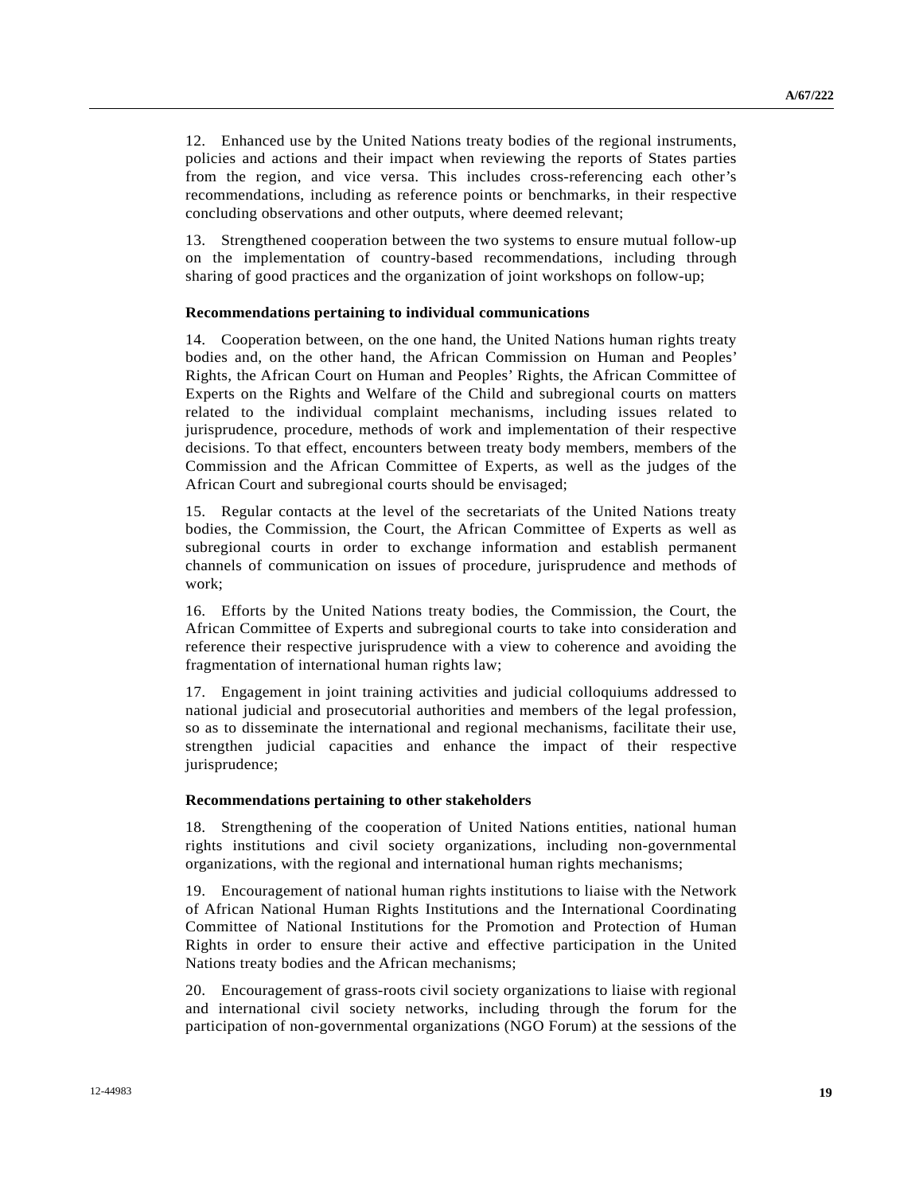12. Enhanced use by the United Nations treaty bodies of the regional instruments, policies and actions and their impact when reviewing the reports of States parties from the region, and vice versa. This includes cross-referencing each other's recommendations, including as reference points or benchmarks, in their respective concluding observations and other outputs, where deemed relevant;

13. Strengthened cooperation between the two systems to ensure mutual follow-up on the implementation of country-based recommendations, including through sharing of good practices and the organization of joint workshops on follow-up;

**Recommendations pertaining to individual communications**

14. Cooperation between, on the one hand, the United Nations human rights treaty bodies and, on the other hand, the African Commission on Human and Peoples' Rights, the African Court on Human and Peoples' Rights, the African Committee of Experts on the Rights and Welfare of the Child and subregional courts on matters related to the individual complaint mechanisms, including issues related to jurisprudence, procedure, methods of work and implementation of their respective decisions. To that effect, encounters between treaty body members, members of the Commission and the African Committee of Experts, as well as the judges of the African Court and subregional courts should be envisaged;

15. Regular contacts at the level of the secretariats of the United Nations treaty bodies, the Commission, the Court, the African Committee of Experts as well as subregional courts in order to exchange information and establish permanent channels of communication on issues of procedure, jurisprudence and methods of work;

16. Efforts by the United Nations treaty bodies, the Commission, the Court, the African Committee of Experts and subregional courts to take into consideration and reference their respective jurisprudence with a view to coherence and avoiding the fragmentation of international human rights law;

17. Engagement in joint training activities and judicial colloquiums addressed to national judicial and prosecutorial authorities and members of the legal profession, so as to disseminate the international and regional mechanisms, facilitate their use, strengthen judicial capacities and enhance the impact of their respective jurisprudence;

**Recommendations pertaining to other stakeholders**

18. Strengthening of the cooperation of United Nations entities, national human rights institutions and civil society organizations, including non-governmental organizations, with the regional and international human rights mechanisms;

19. Encouragement of national human rights institutions to liaise with the Network of African National Human Rights Institutions and the International Coordinating Committee of National Institutions for the Promotion and Protection of Human Rights in order to ensure their active and effective participation in the United Nations treaty bodies and the African mechanisms;

20. Encouragement of grass-roots civil society organizations to liaise with regional and international civil society networks, including through the forum for the participation of non-governmental organizations (NGO Forum) at the sessions of the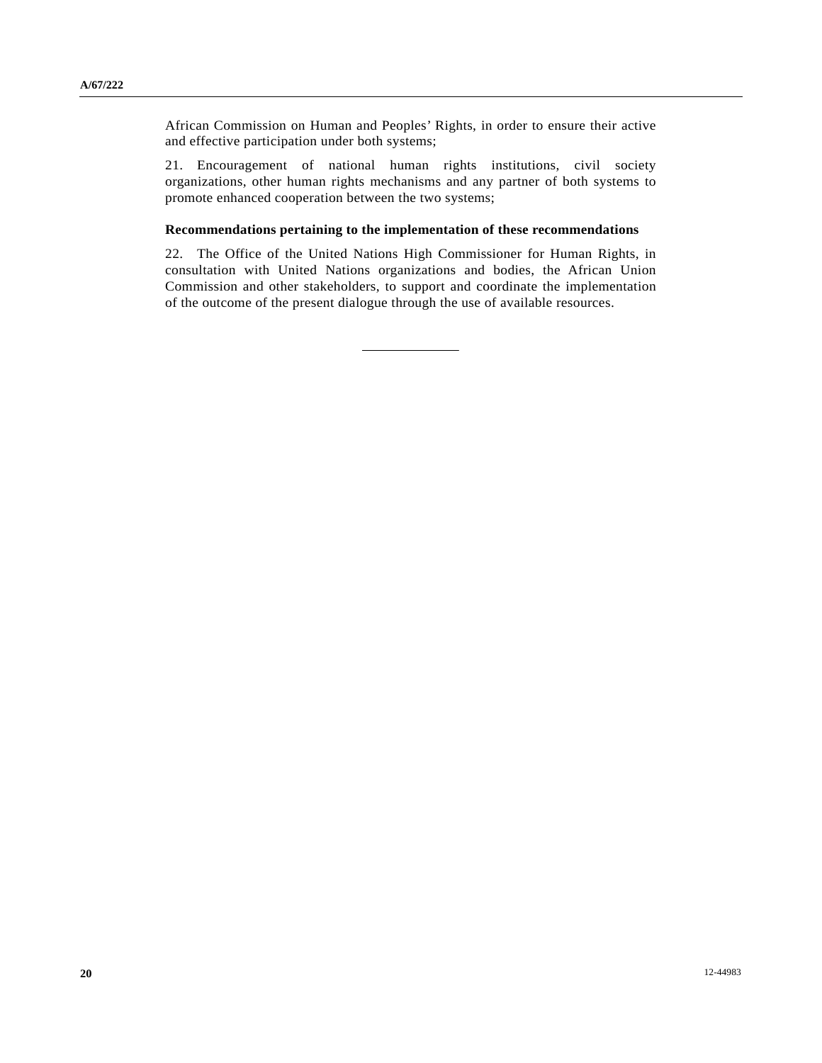African Commission on Human and Peoples' Rights, in order to ensure their active and effective participation under both systems;

21. Encouragement of national human rights institutions, civil society organizations, other human rights mechanisms and any partner of both systems to promote enhanced cooperation between the two systems;

**Recommendations pertaining to the implementation of these recommendations**

22. The Office of the United Nations High Commissioner for Human Rights, in consultation with United Nations organizations and bodies, the African Union Commission and other stakeholders, to support and coordinate the implementation of the outcome of the present dialogue through the use of available resources.